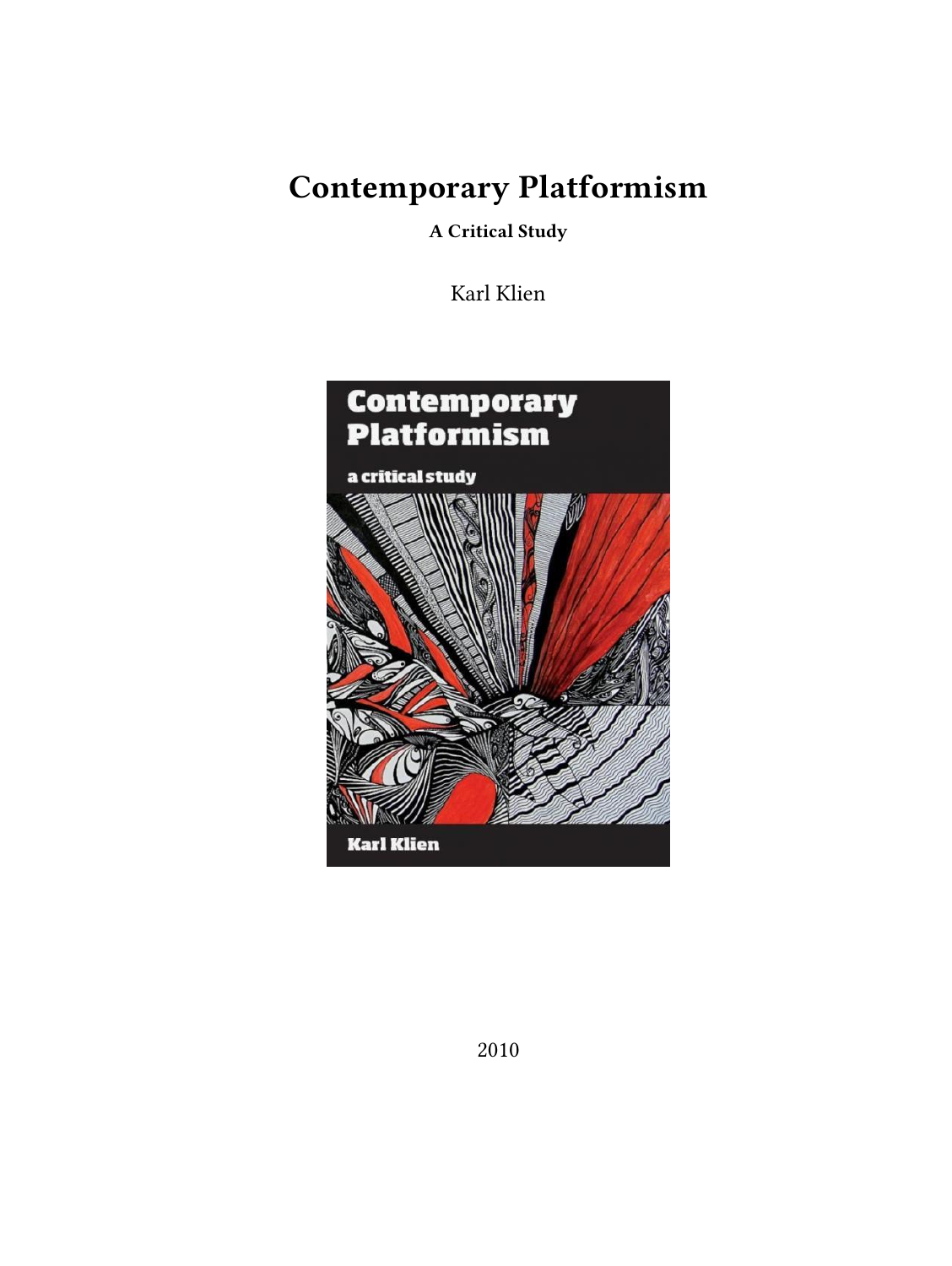# Contemporary Platformism

**A Critical Study**

Karl Klien

2010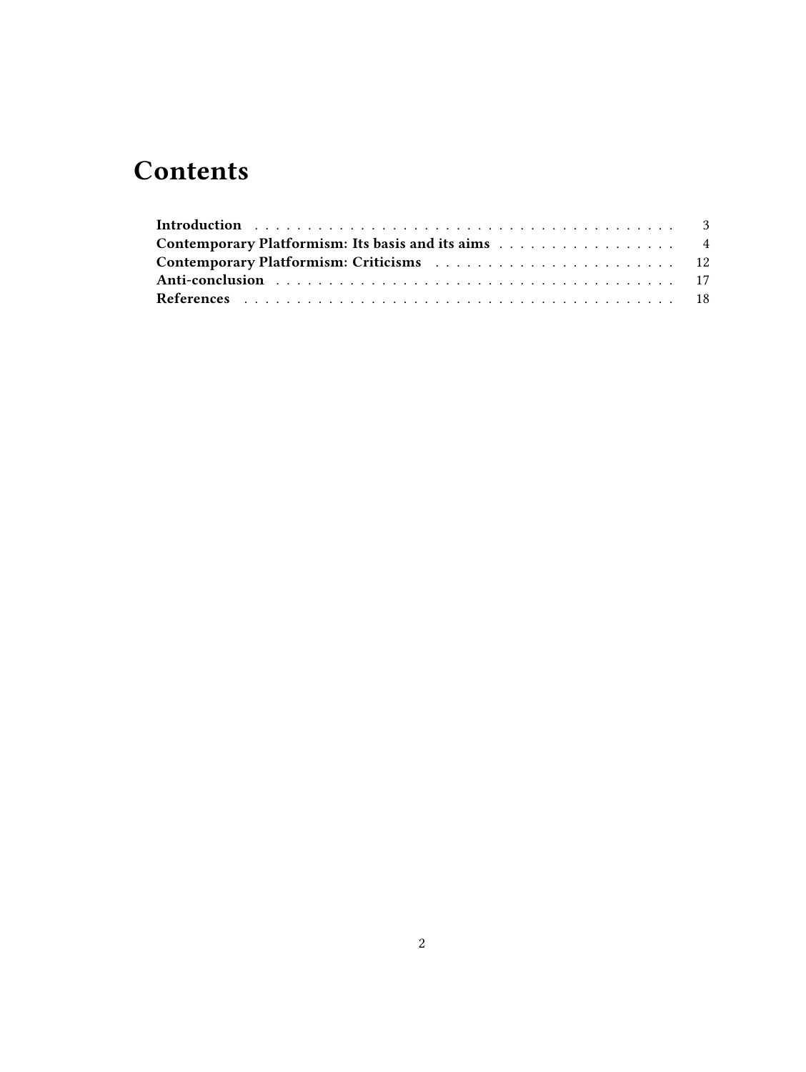# Contents

- **Introduction** . . . . . . . . . . 3
- **Contemporary Platformism: Its basis and its aims** . . . . . . . . . . 4
- **Contemporary Platformism: Criticisms** . . . . . . . . . . 12
- **Anti-conclusion** . . . . . . . . . . 17
- **References** . . . . . . . . . . 18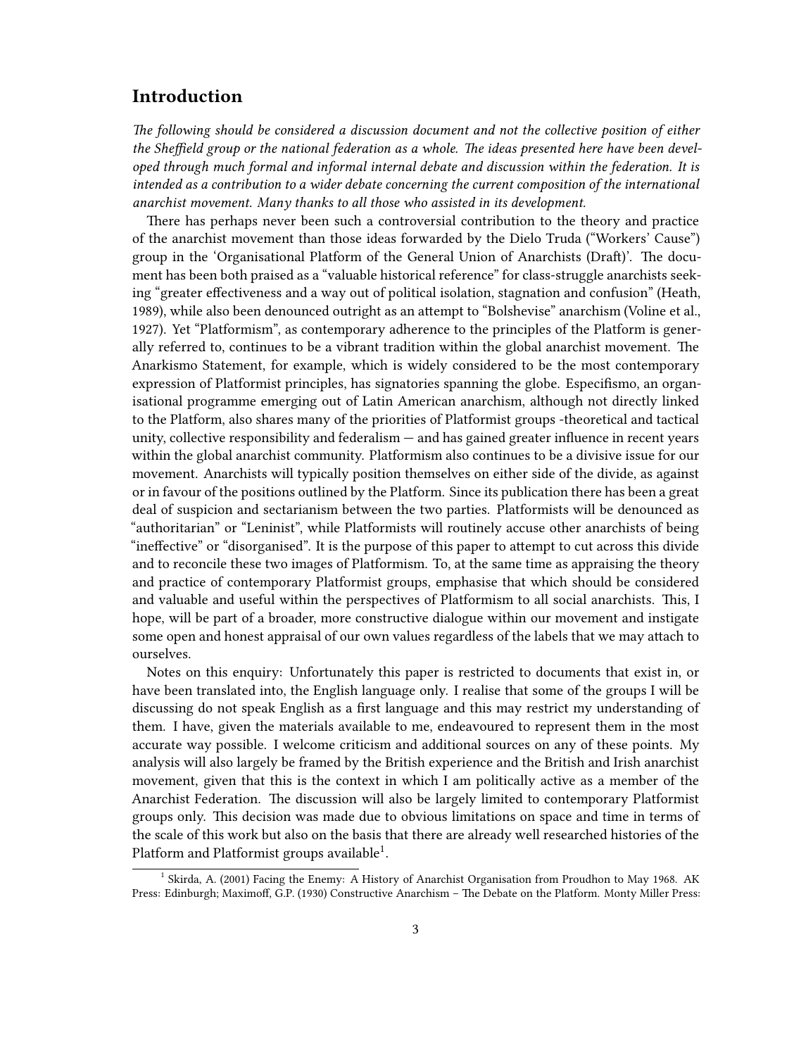## Introduction

*The following should be considered a discussion document and not the collective position of either the Sheffield group or the national federation as a whole. The ideas presented here have been developed through much formal and informal internal debate and discussion within the federation. It is intended as a contribution to a wider debate concerning the current composition of the international anarchist movement. Many thanks to all those who assisted in its development.*

There has perhaps never been such a controversial contribution to the theory and practice of the anarchist movement than those ideas forwarded by the Dielo Truda ("Workers' Cause") group in the 'Organisational Platform of the General Union of Anarchists (Draft)'. The document has been both praised as a "valuable historical reference" for class-struggle anarchists seeking "greater effectiveness and a way out of political isolation, stagnation and confusion" (Heath, 1989), while also been denounced outright as an attempt to "Bolshevise" anarchism (Voline et al., 1927). Yet "Platformism", as contemporary adherence to the principles of the Platform is generally referred to, continues to be a vibrant tradition within the global anarchist movement. The Anarkismo Statement, for example, which is widely considered to be the most contemporary expression of Platformist principles, has signatories spanning the globe. Especifismo, an organisational programme emerging out of Latin American anarchism, although not directly linked to the Platform, also shares many of the priorities of Platformist groups -theoretical and tactical unity, collective responsibility and federalism — and has gained greater influence in recent years within the global anarchist community. Platformism also continues to be a divisive issue for our movement. Anarchists will typically position themselves on either side of the divide, as against or in favour of the positions outlined by the Platform. Since its publication there has been a great deal of suspicion and sectarianism between the two parties. Platformists will be denounced as "authoritarian" or "Leninist", while Platformists will routinely accuse other anarchists of being "ineffective" or "disorganised". It is the purpose of this paper to attempt to cut across this divide and to reconcile these two images of Platformism. To, at the same time as appraising the theory and practice of contemporary Platformist groups, emphasise that which should be considered and valuable and useful within the perspectives of Platformism to all social anarchists. This, I hope, will be part of a broader, more constructive dialogue within our movement and instigate some open and honest appraisal of our own values regardless of the labels that we may attach to ourselves.

Notes on this enquiry: Unfortunately this paper is restricted to documents that exist in, or have been translated into, the English language only. I realise that some of the groups I will be discussing do not speak English as a first language and this may restrict my understanding of them. I have, given the materials available to me, endeavoured to represent them in the most accurate way possible. I welcome criticism and additional sources on any of these points. My analysis will also largely be framed by the British experience and the British and Irish anarchist movement, given that this is the context in which I am politically active as a member of the Anarchist Federation. The discussion will also be largely limited to contemporary Platformist groups only. This decision was made due to obvious limitations on space and time in terms of the scale of this work but also on the basis that there are already well researched histories of the Platform and Platformist groups available[1].

[1] Skirda, A. (2001) Facing the Enemy: A History of Anarchist Organisation from Proudhon to May 1968. AK Press: Edinburgh; Maximoff, G.P. (1930) Constructive Anarchism – The Debate on the Platform. Monty Miller Press: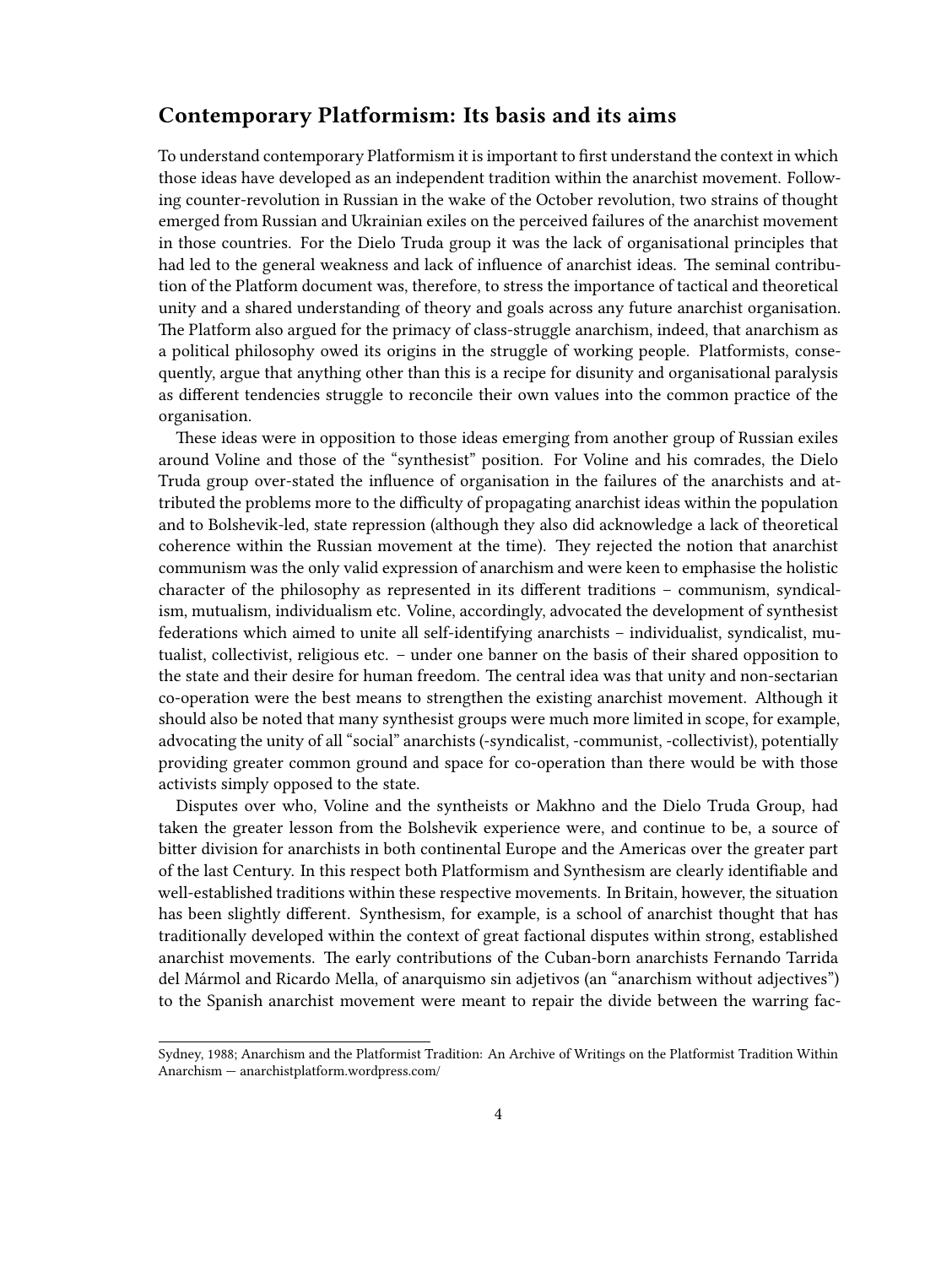## Contemporary Platformism: Its basis and its aims

To understand contemporary Platformism it is important to first understand the context in which those ideas have developed as an independent tradition within the anarchist movement. Following counter-revolution in Russian in the wake of the October revolution, two strains of thought emerged from Russian and Ukrainian exiles on the perceived failures of the anarchist movement in those countries. For the Dielo Truda group it was the lack of organisational principles that had led to the general weakness and lack of influence of anarchist ideas. The seminal contribution of the Platform document was, therefore, to stress the importance of tactical and theoretical unity and a shared understanding of theory and goals across any future anarchist organisation. The Platform also argued for the primacy of class-struggle anarchism, indeed, that anarchism as a political philosophy owed its origins in the struggle of working people. Platformists, consequently, argue that anything other than this is a recipe for disunity and organisational paralysis as different tendencies struggle to reconcile their own values into the common practice of the organisation.

These ideas were in opposition to those ideas emerging from another group of Russian exiles around Voline and those of the "synthesist" position. For Voline and his comrades, the Dielo Truda group over-stated the influence of organisation in the failures of the anarchists and attributed the problems more to the difficulty of propagating anarchist ideas within the population and to Bolshevik-led, state repression (although they also did acknowledge a lack of theoretical coherence within the Russian movement at the time). They rejected the notion that anarchist communism was the only valid expression of anarchism and were keen to emphasise the holistic character of the philosophy as represented in its different traditions – communism, syndicalism, mutualism, individualism etc. Voline, accordingly, advocated the development of synthesist federations which aimed to unite all self-identifying anarchists – individualist, syndicalist, mutualist, collectivist, religious etc. – under one banner on the basis of their shared opposition to the state and their desire for human freedom. The central idea was that unity and non-sectarian co-operation were the best means to strengthen the existing anarchist movement. Although it should also be noted that many synthesist groups were much more limited in scope, for example, advocating the unity of all "social" anarchists (-syndicalist, -communist, -collectivist), potentially providing greater common ground and space for co-operation than there would be with those activists simply opposed to the state.

Disputes over who, Voline and the syntheists or Makhno and the Dielo Truda Group, had taken the greater lesson from the Bolshevik experience were, and continue to be, a source of bitter division for anarchists in both continental Europe and the Americas over the greater part of the last Century. In this respect both Platformism and Synthesism are clearly identifiable and well-established traditions within these respective movements. In Britain, however, the situation has been slightly different. Synthesism, for example, is a school of anarchist thought that has traditionally developed within the context of great factional disputes within strong, established anarchist movements. The early contributions of the Cuban-born anarchists Fernando Tarrida del Mármol and Ricardo Mella, of anarquismo sin adjetivos (an "anarchism without adjectives") to the Spanish anarchist movement were meant to repair the divide between the warring fac-

---

Sydney, 1988; Anarchism and the Platformist Tradition: An Archive of Writings on the Platformist Tradition Within Anarchism — anarchistplatform.wordpress.com/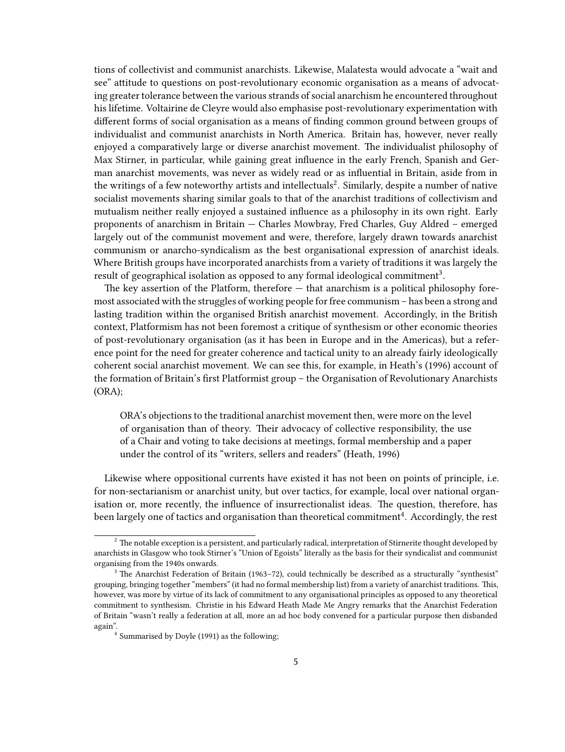tions of collectivist and communist anarchists. Likewise, Malatesta would advocate a "wait and see" attitude to questions on post-revolutionary economic organisation as a means of advocating greater tolerance between the various strands of social anarchism he encountered throughout his lifetime. Voltairine de Cleyre would also emphasise post-revolutionary experimentation with different forms of social organisation as a means of finding common ground between groups of individualist and communist anarchists in North America. Britain has, however, never really enjoyed a comparatively large or diverse anarchist movement. The individualist philosophy of Max Stirner, in particular, while gaining great influence in the early French, Spanish and German anarchist movements, was never as widely read or as influential in Britain, aside from in the writings of a few noteworthy artists and intellectuals[2]. Similarly, despite a number of native socialist movements sharing similar goals to that of the anarchist traditions of collectivism and mutualism neither really enjoyed a sustained influence as a philosophy in its own right. Early proponents of anarchism in Britain — Charles Mowbray, Fred Charles, Guy Aldred – emerged largely out of the communist movement and were, therefore, largely drawn towards anarchist communism or anarcho-syndicalism as the best organisational expression of anarchist ideals. Where British groups have incorporated anarchists from a variety of traditions it was largely the result of geographical isolation as opposed to any formal ideological commitment[3].

The key assertion of the Platform, therefore — that anarchism is a political philosophy foremost associated with the struggles of working people for free communism – has been a strong and lasting tradition within the organised British anarchist movement. Accordingly, in the British context, Platformism has not been foremost a critique of synthesism or other economic theories of post-revolutionary organisation (as it has been in Europe and in the Americas), but a reference point for the need for greater coherence and tactical unity to an already fairly ideologically coherent social anarchist movement. We can see this, for example, in Heath's (1996) account of the formation of Britain's first Platformist group – the Organisation of Revolutionary Anarchists (ORA);

> ORA's objections to the traditional anarchist movement then, were more on the level of organisation than of theory. Their advocacy of collective responsibility, the use of a Chair and voting to take decisions at meetings, formal membership and a paper under the control of its "writers, sellers and readers" (Heath, 1996)

Likewise where oppositional currents have existed it has not been on points of principle, i.e. for non-sectarianism or anarchist unity, but over tactics, for example, local over national organisation or, more recently, the influence of insurrectionalist ideas. The question, therefore, has been largely one of tactics and organisation than theoretical commitment[4]. Accordingly, the rest

---

[2] The notable exception is a persistent, and particularly radical, interpretation of Stirnerite thought developed by anarchists in Glasgow who took Stirner's "Union of Egoists" literally as the basis for their syndicalist and communist organising from the 1940s onwards.

[3] The Anarchist Federation of Britain (1963–72), could technically be described as a structurally "synthesist" grouping, bringing together "members" (it had no formal membership list) from a variety of anarchist traditions. This, however, was more by virtue of its lack of commitment to any organisational principles as opposed to any theoretical commitment to synthesism. Christie in his Edward Heath Made Me Angry remarks that the Anarchist Federation of Britain "wasn't really a federation at all, more an ad hoc body convened for a particular purpose then disbanded again".

[4] Summarised by Doyle (1991) as the following;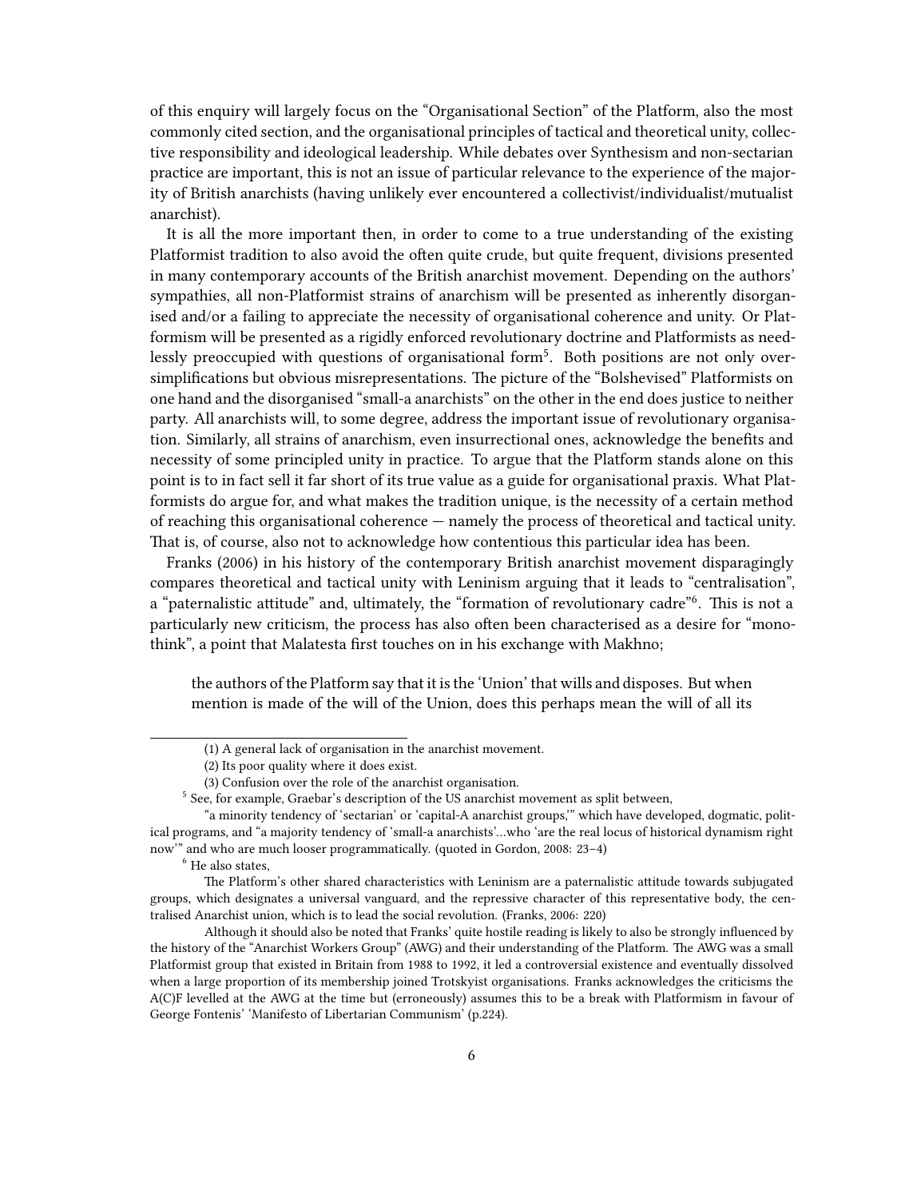of this enquiry will largely focus on the "Organisational Section" of the Platform, also the most commonly cited section, and the organisational principles of tactical and theoretical unity, collective responsibility and ideological leadership. While debates over Synthesism and non-sectarian practice are important, this is not an issue of particular relevance to the experience of the majority of British anarchists (having unlikely ever encountered a collectivist/individualist/mutualist anarchist).

It is all the more important then, in order to come to a true understanding of the existing Platformist tradition to also avoid the often quite crude, but quite frequent, divisions presented in many contemporary accounts of the British anarchist movement. Depending on the authors' sympathies, all non-Platformist strains of anarchism will be presented as inherently disorganised and/or a failing to appreciate the necessity of organisational coherence and unity. Or Platformism will be presented as a rigidly enforced revolutionary doctrine and Platformists as needlessly preoccupied with questions of organisational form[5]. Both positions are not only oversimplifications but obvious misrepresentations. The picture of the "Bolshevised" Platformists on one hand and the disorganised "small-a anarchists" on the other in the end does justice to neither party. All anarchists will, to some degree, address the important issue of revolutionary organisation. Similarly, all strains of anarchism, even insurrectional ones, acknowledge the benefits and necessity of some principled unity in practice. To argue that the Platform stands alone on this point is to in fact sell it far short of its true value as a guide for organisational praxis. What Platformists do argue for, and what makes the tradition unique, is the necessity of a certain method of reaching this organisational coherence — namely the process of theoretical and tactical unity. That is, of course, also not to acknowledge how contentious this particular idea has been.

Franks (2006) in his history of the contemporary British anarchist movement disparagingly compares theoretical and tactical unity with Leninism arguing that it leads to "centralisation", a "paternalistic attitude" and, ultimately, the "formation of revolutionary cadre"[6]. This is not a particularly new criticism, the process has also often been characterised as a desire for "monothink", a point that Malatesta first touches on in his exchange with Makhno;

> the authors of the Platform say that it is the 'Union' that wills and disposes. But when mention is made of the will of the Union, does this perhaps mean the will of all its

---

(1) A general lack of organisation in the anarchist movement.

(2) Its poor quality where it does exist.

(3) Confusion over the role of the anarchist organisation.

[5] See, for example, Graebar's description of the US anarchist movement as split between,

> "a minority tendency of 'sectarian' or 'capital-A anarchist groups,'" which have developed, dogmatic, political programs, and "a majority tendency of 'small-a anarchists'…who 'are the real locus of historical dynamism right now'" and who are much looser programmatically. (quoted in Gordon, 2008: 23–4)

[6] He also states,

> The Platform's other shared characteristics with Leninism are a paternalistic attitude towards subjugated groups, which designates a universal vanguard, and the repressive character of this representative body, the centralised Anarchist union, which is to lead the social revolution. (Franks, 2006: 220)

> Although it should also be noted that Franks' quite hostile reading is likely to also be strongly influenced by the history of the "Anarchist Workers Group" (AWG) and their understanding of the Platform. The AWG was a small Platformist group that existed in Britain from 1988 to 1992, it led a controversial existence and eventually dissolved when a large proportion of its membership joined Trotskyist organisations. Franks acknowledges the criticisms the A(C)F levelled at the AWG at the time but (erroneously) assumes this to be a break with Platformism in favour of George Fontenis' 'Manifesto of Libertarian Communism' (p.224).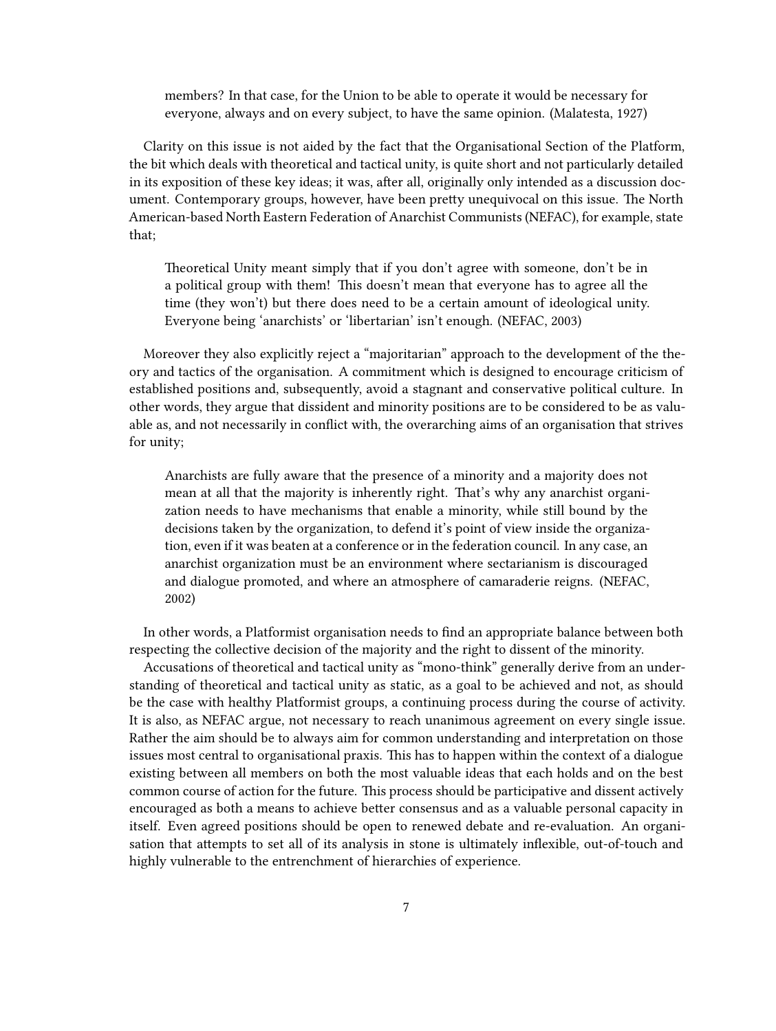> members? In that case, for the Union to be able to operate it would be necessary for everyone, always and on every subject, to have the same opinion. (Malatesta, 1927)

Clarity on this issue is not aided by the fact that the Organisational Section of the Platform, the bit which deals with theoretical and tactical unity, is quite short and not particularly detailed in its exposition of these key ideas; it was, after all, originally only intended as a discussion document. Contemporary groups, however, have been pretty unequivocal on this issue. The North American-based North Eastern Federation of Anarchist Communists (NEFAC), for example, state that;

> Theoretical Unity meant simply that if you don't agree with someone, don't be in a political group with them! This doesn't mean that everyone has to agree all the time (they won't) but there does need to be a certain amount of ideological unity. Everyone being 'anarchists' or 'libertarian' isn't enough. (NEFAC, 2003)

Moreover they also explicitly reject a "majoritarian" approach to the development of the theory and tactics of the organisation. A commitment which is designed to encourage criticism of established positions and, subsequently, avoid a stagnant and conservative political culture. In other words, they argue that dissident and minority positions are to be considered to be as valuable as, and not necessarily in conflict with, the overarching aims of an organisation that strives for unity;

> Anarchists are fully aware that the presence of a minority and a majority does not mean at all that the majority is inherently right. That's why any anarchist organization needs to have mechanisms that enable a minority, while still bound by the decisions taken by the organization, to defend it's point of view inside the organization, even if it was beaten at a conference or in the federation council. In any case, an anarchist organization must be an environment where sectarianism is discouraged and dialogue promoted, and where an atmosphere of camaraderie reigns. (NEFAC, 2002)

In other words, a Platformist organisation needs to find an appropriate balance between both respecting the collective decision of the majority and the right to dissent of the minority.

Accusations of theoretical and tactical unity as "mono-think" generally derive from an understanding of theoretical and tactical unity as static, as a goal to be achieved and not, as should be the case with healthy Platformist groups, a continuing process during the course of activity. It is also, as NEFAC argue, not necessary to reach unanimous agreement on every single issue. Rather the aim should be to always aim for common understanding and interpretation on those issues most central to organisational praxis. This has to happen within the context of a dialogue existing between all members on both the most valuable ideas that each holds and on the best common course of action for the future. This process should be participative and dissent actively encouraged as both a means to achieve better consensus and as a valuable personal capacity in itself. Even agreed positions should be open to renewed debate and re-evaluation. An organisation that attempts to set all of its analysis in stone is ultimately inflexible, out-of-touch and highly vulnerable to the entrenchment of hierarchies of experience.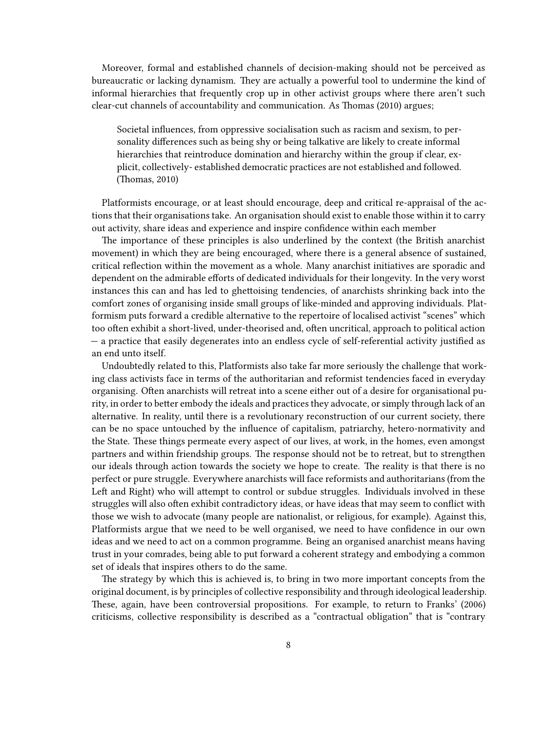Moreover, formal and established channels of decision-making should not be perceived as bureaucratic or lacking dynamism. They are actually a powerful tool to undermine the kind of informal hierarchies that frequently crop up in other activist groups where there aren't such clear-cut channels of accountability and communication. As Thomas (2010) argues;

> Societal influences, from oppressive socialisation such as racism and sexism, to personality differences such as being shy or being talkative are likely to create informal hierarchies that reintroduce domination and hierarchy within the group if clear, explicit, collectively- established democratic practices are not established and followed. (Thomas, 2010)

Platformists encourage, or at least should encourage, deep and critical re-appraisal of the actions that their organisations take. An organisation should exist to enable those within it to carry out activity, share ideas and experience and inspire confidence within each member

The importance of these principles is also underlined by the context (the British anarchist movement) in which they are being encouraged, where there is a general absence of sustained, critical reflection within the movement as a whole. Many anarchist initiatives are sporadic and dependent on the admirable efforts of dedicated individuals for their longevity. In the very worst instances this can and has led to ghettoising tendencies, of anarchists shrinking back into the comfort zones of organising inside small groups of like-minded and approving individuals. Platformism puts forward a credible alternative to the repertoire of localised activist "scenes" which too often exhibit a short-lived, under-theorised and, often uncritical, approach to political action — a practice that easily degenerates into an endless cycle of self-referential activity justified as an end unto itself.

Undoubtedly related to this, Platformists also take far more seriously the challenge that working class activists face in terms of the authoritarian and reformist tendencies faced in everyday organising. Often anarchists will retreat into a scene either out of a desire for organisational purity, in order to better embody the ideals and practices they advocate, or simply through lack of an alternative. In reality, until there is a revolutionary reconstruction of our current society, there can be no space untouched by the influence of capitalism, patriarchy, hetero-normativity and the State. These things permeate every aspect of our lives, at work, in the homes, even amongst partners and within friendship groups. The response should not be to retreat, but to strengthen our ideals through action towards the society we hope to create. The reality is that there is no perfect or pure struggle. Everywhere anarchists will face reformists and authoritarians (from the Left and Right) who will attempt to control or subdue struggles. Individuals involved in these struggles will also often exhibit contradictory ideas, or have ideas that may seem to conflict with those we wish to advocate (many people are nationalist, or religious, for example). Against this, Platformists argue that we need to be well organised, we need to have confidence in our own ideas and we need to act on a common programme. Being an organised anarchist means having trust in your comrades, being able to put forward a coherent strategy and embodying a common set of ideals that inspires others to do the same.

The strategy by which this is achieved is, to bring in two more important concepts from the original document, is by principles of collective responsibility and through ideological leadership. These, again, have been controversial propositions. For example, to return to Franks' (2006) criticisms, collective responsibility is described as a "contractual obligation" that is "contrary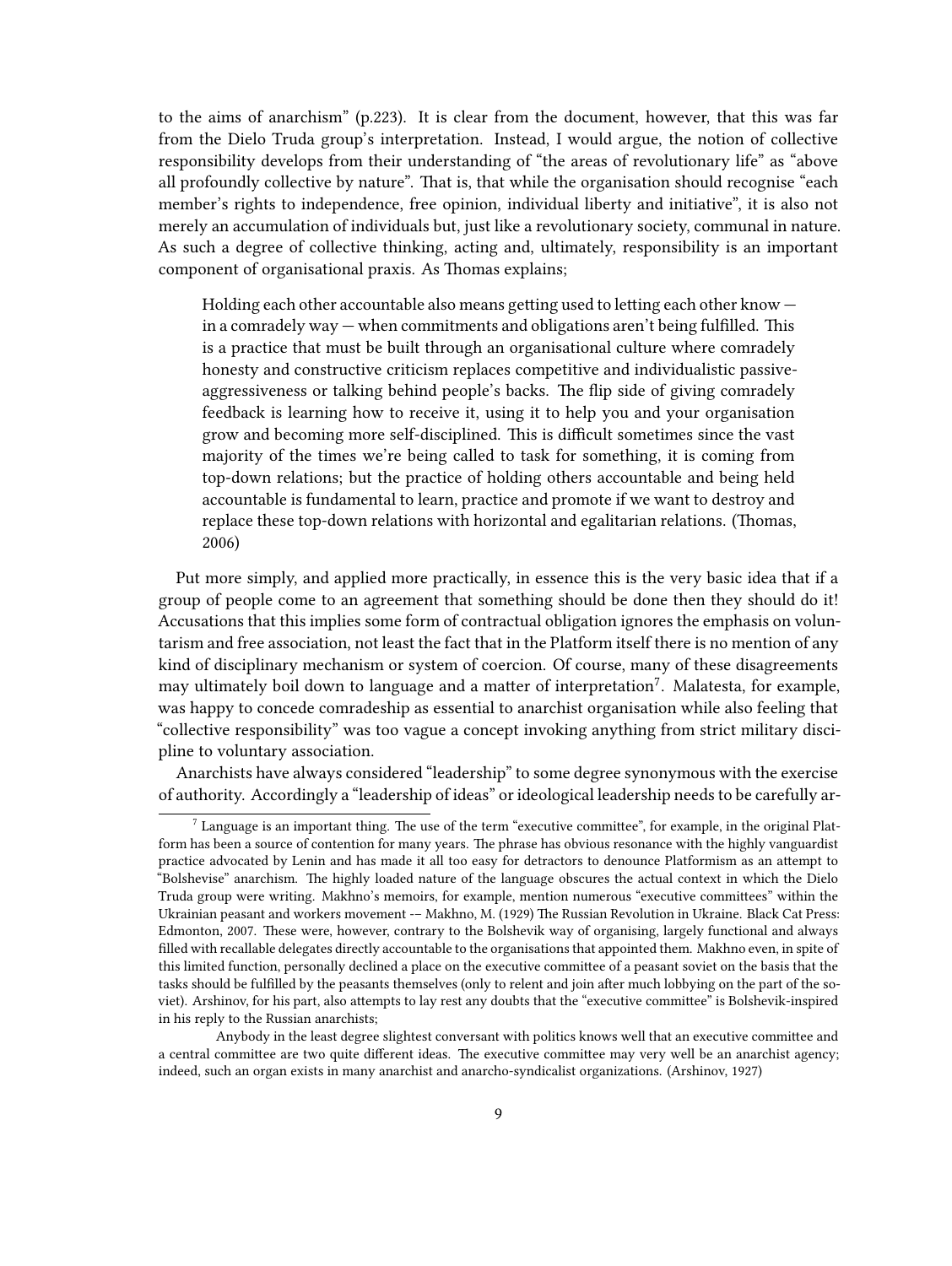to the aims of anarchism" (p.223). It is clear from the document, however, that this was far from the Dielo Truda group's interpretation. Instead, I would argue, the notion of collective responsibility develops from their understanding of "the areas of revolutionary life" as "above all profoundly collective by nature". That is, that while the organisation should recognise "each member's rights to independence, free opinion, individual liberty and initiative", it is also not merely an accumulation of individuals but, just like a revolutionary society, communal in nature. As such a degree of collective thinking, acting and, ultimately, responsibility is an important component of organisational praxis. As Thomas explains;

> Holding each other accountable also means getting used to letting each other know — in a comradely way — when commitments and obligations aren't being fulfilled. This is a practice that must be built through an organisational culture where comradely honesty and constructive criticism replaces competitive and individualistic passive-aggressiveness or talking behind people's backs. The flip side of giving comradely feedback is learning how to receive it, using it to help you and your organisation grow and becoming more self-disciplined. This is difficult sometimes since the vast majority of the times we're being called to task for something, it is coming from top-down relations; but the practice of holding others accountable and being held accountable is fundamental to learn, practice and promote if we want to destroy and replace these top-down relations with horizontal and egalitarian relations. (Thomas, 2006)

Put more simply, and applied more practically, in essence this is the very basic idea that if a group of people come to an agreement that something should be done then they should do it! Accusations that this implies some form of contractual obligation ignores the emphasis on voluntarism and free association, not least the fact that in the Platform itself there is no mention of any kind of disciplinary mechanism or system of coercion. Of course, many of these disagreements may ultimately boil down to language and a matter of interpretation[7]. Malatesta, for example, was happy to concede comradeship as essential to anarchist organisation while also feeling that "collective responsibility" was too vague a concept invoking anything from strict military discipline to voluntary association.

Anarchists have always considered "leadership" to some degree synonymous with the exercise of authority. Accordingly a "leadership of ideas" or ideological leadership needs to be carefully ar-

---

[7] Language is an important thing. The use of the term "executive committee", for example, in the original Platform has been a source of contention for many years. The phrase has obvious resonance with the highly vanguardist practice advocated by Lenin and has made it all too easy for detractors to denounce Platformism as an attempt to "Bolshevise" anarchism. The highly loaded nature of the language obscures the actual context in which the Dielo Truda group were writing. Makhno's memoirs, for example, mention numerous "executive committees" within the Ukrainian peasant and workers movement -– Makhno, M. (1929) The Russian Revolution in Ukraine. Black Cat Press: Edmonton, 2007. These were, however, contrary to the Bolshevik way of organising, largely functional and always filled with recallable delegates directly accountable to the organisations that appointed them. Makhno even, in spite of this limited function, personally declined a place on the executive committee of a peasant soviet on the basis that the tasks should be fulfilled by the peasants themselves (only to relent and join after much lobbying on the part of the soviet). Arshinov, for his part, also attempts to lay rest any doubts that the "executive committee" is Bolshevik-inspired in his reply to the Russian anarchists;

> Anybody in the least degree slightest conversant with politics knows well that an executive committee and a central committee are two quite different ideas. The executive committee may very well be an anarchist agency; indeed, such an organ exists in many anarchist and anarcho-syndicalist organizations. (Arshinov, 1927)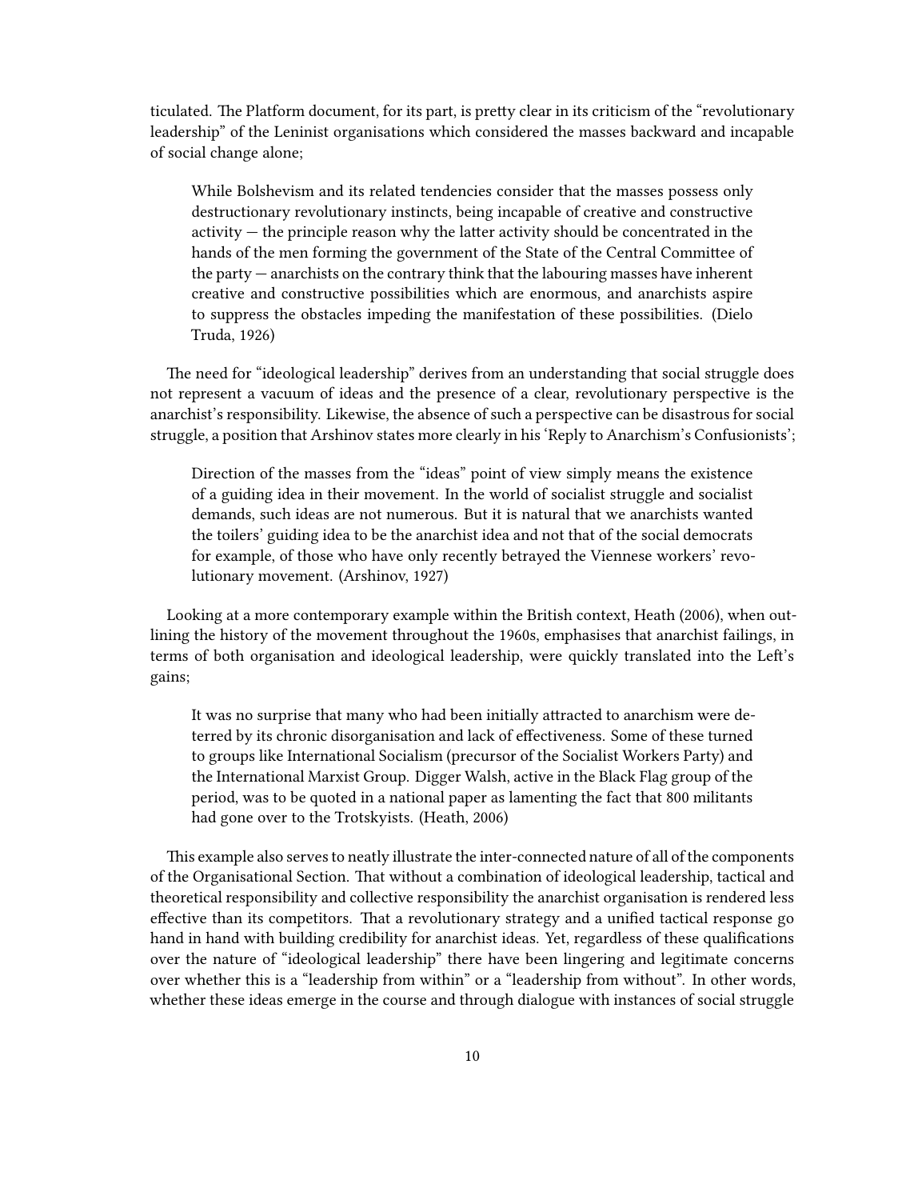ticulated. The Platform document, for its part, is pretty clear in its criticism of the "revolutionary leadership" of the Leninist organisations which considered the masses backward and incapable of social change alone;

> While Bolshevism and its related tendencies consider that the masses possess only destructionary revolutionary instincts, being incapable of creative and constructive activity — the principle reason why the latter activity should be concentrated in the hands of the men forming the government of the State of the Central Committee of the party — anarchists on the contrary think that the labouring masses have inherent creative and constructive possibilities which are enormous, and anarchists aspire to suppress the obstacles impeding the manifestation of these possibilities. (Dielo Truda, 1926)

The need for "ideological leadership" derives from an understanding that social struggle does not represent a vacuum of ideas and the presence of a clear, revolutionary perspective is the anarchist's responsibility. Likewise, the absence of such a perspective can be disastrous for social struggle, a position that Arshinov states more clearly in his 'Reply to Anarchism's Confusionists';

> Direction of the masses from the "ideas" point of view simply means the existence of a guiding idea in their movement. In the world of socialist struggle and socialist demands, such ideas are not numerous. But it is natural that we anarchists wanted the toilers' guiding idea to be the anarchist idea and not that of the social democrats for example, of those who have only recently betrayed the Viennese workers' revolutionary movement. (Arshinov, 1927)

Looking at a more contemporary example within the British context, Heath (2006), when outlining the history of the movement throughout the 1960s, emphasises that anarchist failings, in terms of both organisation and ideological leadership, were quickly translated into the Left's gains;

> It was no surprise that many who had been initially attracted to anarchism were deterred by its chronic disorganisation and lack of effectiveness. Some of these turned to groups like International Socialism (precursor of the Socialist Workers Party) and the International Marxist Group. Digger Walsh, active in the Black Flag group of the period, was to be quoted in a national paper as lamenting the fact that 800 militants had gone over to the Trotskyists. (Heath, 2006)

This example also serves to neatly illustrate the inter-connected nature of all of the components of the Organisational Section. That without a combination of ideological leadership, tactical and theoretical responsibility and collective responsibility the anarchist organisation is rendered less effective than its competitors. That a revolutionary strategy and a unified tactical response go hand in hand with building credibility for anarchist ideas. Yet, regardless of these qualifications over the nature of "ideological leadership" there have been lingering and legitimate concerns over whether this is a "leadership from within" or a "leadership from without". In other words, whether these ideas emerge in the course and through dialogue with instances of social struggle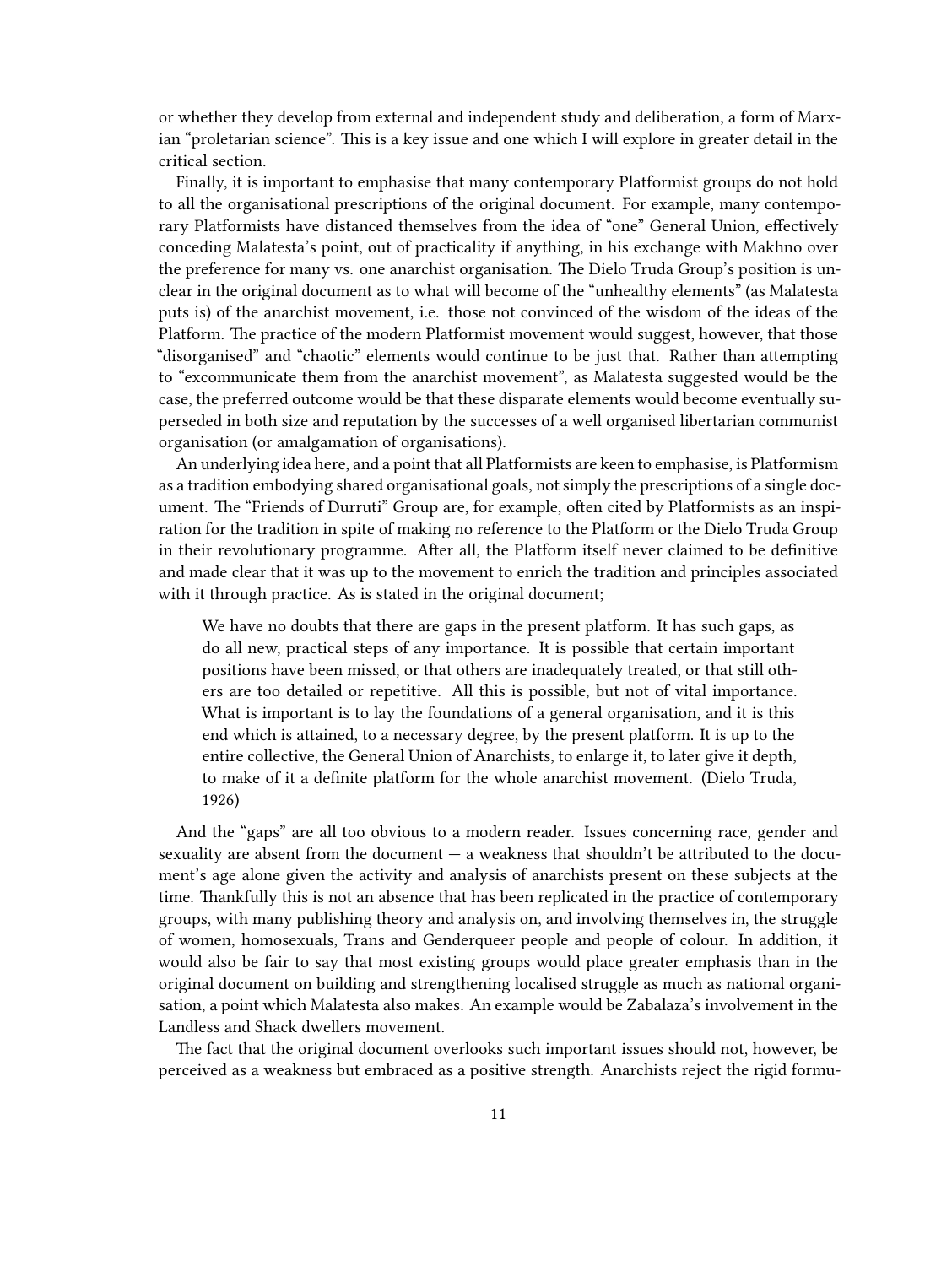or whether they develop from external and independent study and deliberation, a form of Marxian "proletarian science". This is a key issue and one which I will explore in greater detail in the critical section.

Finally, it is important to emphasise that many contemporary Platformist groups do not hold to all the organisational prescriptions of the original document. For example, many contemporary Platformists have distanced themselves from the idea of "one" General Union, effectively conceding Malatesta's point, out of practicality if anything, in his exchange with Makhno over the preference for many vs. one anarchist organisation. The Dielo Truda Group's position is unclear in the original document as to what will become of the "unhealthy elements" (as Malatesta puts is) of the anarchist movement, i.e. those not convinced of the wisdom of the ideas of the Platform. The practice of the modern Platformist movement would suggest, however, that those "disorganised" and "chaotic" elements would continue to be just that. Rather than attempting to "excommunicate them from the anarchist movement", as Malatesta suggested would be the case, the preferred outcome would be that these disparate elements would become eventually superseded in both size and reputation by the successes of a well organised libertarian communist organisation (or amalgamation of organisations).

An underlying idea here, and a point that all Platformists are keen to emphasise, is Platformism as a tradition embodying shared organisational goals, not simply the prescriptions of a single document. The "Friends of Durruti" Group are, for example, often cited by Platformists as an inspiration for the tradition in spite of making no reference to the Platform or the Dielo Truda Group in their revolutionary programme. After all, the Platform itself never claimed to be definitive and made clear that it was up to the movement to enrich the tradition and principles associated with it through practice. As is stated in the original document;

> We have no doubts that there are gaps in the present platform. It has such gaps, as do all new, practical steps of any importance. It is possible that certain important positions have been missed, or that others are inadequately treated, or that still others are too detailed or repetitive. All this is possible, but not of vital importance. What is important is to lay the foundations of a general organisation, and it is this end which is attained, to a necessary degree, by the present platform. It is up to the entire collective, the General Union of Anarchists, to enlarge it, to later give it depth, to make of it a definite platform for the whole anarchist movement. (Dielo Truda, 1926)

And the "gaps" are all too obvious to a modern reader. Issues concerning race, gender and sexuality are absent from the document — a weakness that shouldn't be attributed to the document's age alone given the activity and analysis of anarchists present on these subjects at the time. Thankfully this is not an absence that has been replicated in the practice of contemporary groups, with many publishing theory and analysis on, and involving themselves in, the struggle of women, homosexuals, Trans and Genderqueer people and people of colour. In addition, it would also be fair to say that most existing groups would place greater emphasis than in the original document on building and strengthening localised struggle as much as national organisation, a point which Malatesta also makes. An example would be Zabalaza's involvement in the Landless and Shack dwellers movement.

The fact that the original document overlooks such important issues should not, however, be perceived as a weakness but embraced as a positive strength. Anarchists reject the rigid formu-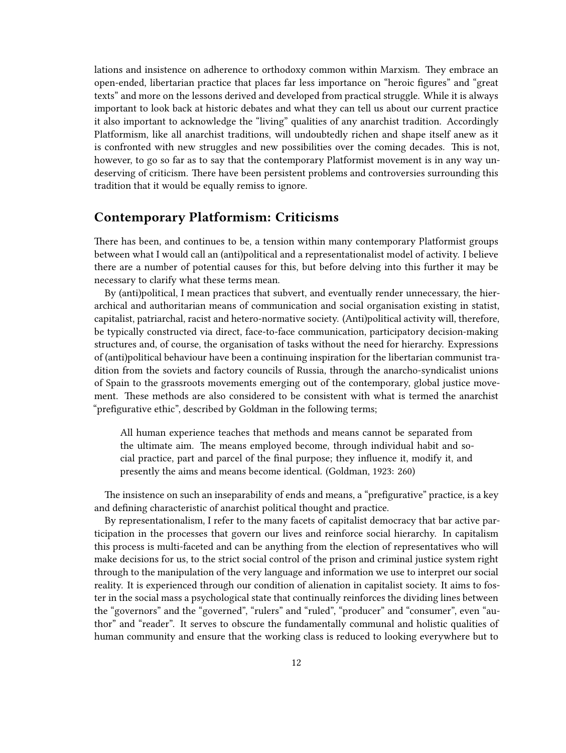lations and insistence on adherence to orthodoxy common within Marxism. They embrace an open-ended, libertarian practice that places far less importance on "heroic figures" and "great texts" and more on the lessons derived and developed from practical struggle. While it is always important to look back at historic debates and what they can tell us about our current practice it also important to acknowledge the "living" qualities of any anarchist tradition. Accordingly Platformism, like all anarchist traditions, will undoubtedly richen and shape itself anew as it is confronted with new struggles and new possibilities over the coming decades. This is not, however, to go so far as to say that the contemporary Platformist movement is in any way undeserving of criticism. There have been persistent problems and controversies surrounding this tradition that it would be equally remiss to ignore.

## Contemporary Platformism: Criticisms

There has been, and continues to be, a tension within many contemporary Platformist groups between what I would call an (anti)political and a representationalist model of activity. I believe there are a number of potential causes for this, but before delving into this further it may be necessary to clarify what these terms mean.

By (anti)political, I mean practices that subvert, and eventually render unnecessary, the hierarchical and authoritarian means of communication and social organisation existing in statist, capitalist, patriarchal, racist and hetero-normative society. (Anti)political activity will, therefore, be typically constructed via direct, face-to-face communication, participatory decision-making structures and, of course, the organisation of tasks without the need for hierarchy. Expressions of (anti)political behaviour have been a continuing inspiration for the libertarian communist tradition from the soviets and factory councils of Russia, through the anarcho-syndicalist unions of Spain to the grassroots movements emerging out of the contemporary, global justice movement. These methods are also considered to be consistent with what is termed the anarchist "prefigurative ethic", described by Goldman in the following terms;

> All human experience teaches that methods and means cannot be separated from the ultimate aim. The means employed become, through individual habit and social practice, part and parcel of the final purpose; they influence it, modify it, and presently the aims and means become identical. (Goldman, 1923: 260)

The insistence on such an inseparability of ends and means, a "prefigurative" practice, is a key and defining characteristic of anarchist political thought and practice.

By representationalism, I refer to the many facets of capitalist democracy that bar active participation in the processes that govern our lives and reinforce social hierarchy. In capitalism this process is multi-faceted and can be anything from the election of representatives who will make decisions for us, to the strict social control of the prison and criminal justice system right through to the manipulation of the very language and information we use to interpret our social reality. It is experienced through our condition of alienation in capitalist society. It aims to foster in the social mass a psychological state that continually reinforces the dividing lines between the "governors" and the "governed", "rulers" and "ruled", "producer" and "consumer", even "author" and "reader". It serves to obscure the fundamentally communal and holistic qualities of human community and ensure that the working class is reduced to looking everywhere but to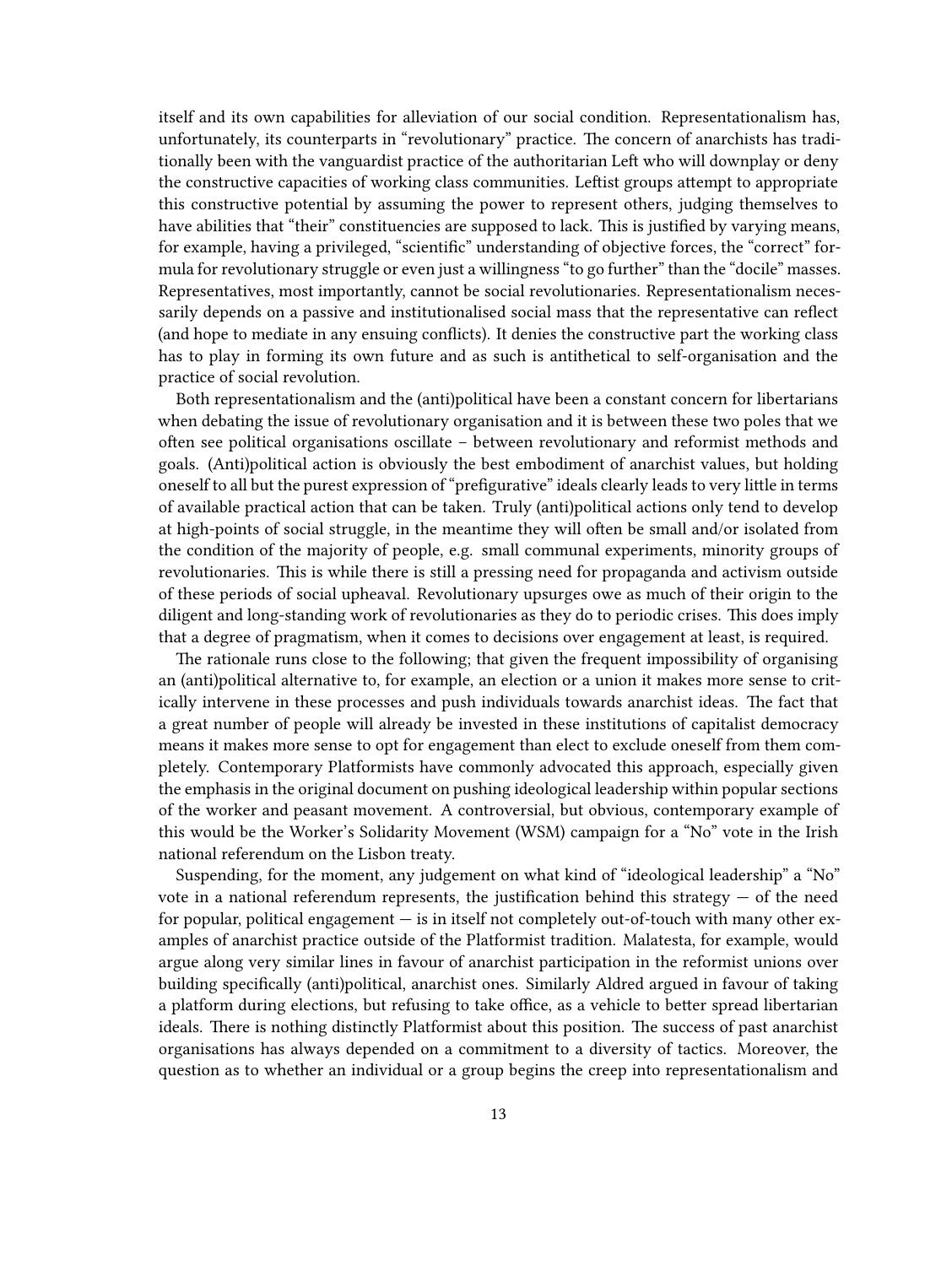itself and its own capabilities for alleviation of our social condition. Representationalism has, unfortunately, its counterparts in "revolutionary" practice. The concern of anarchists has traditionally been with the vanguardist practice of the authoritarian Left who will downplay or deny the constructive capacities of working class communities. Leftist groups attempt to appropriate this constructive potential by assuming the power to represent others, judging themselves to have abilities that "their" constituencies are supposed to lack. This is justified by varying means, for example, having a privileged, "scientific" understanding of objective forces, the "correct" formula for revolutionary struggle or even just a willingness "to go further" than the "docile" masses. Representatives, most importantly, cannot be social revolutionaries. Representationalism necessarily depends on a passive and institutionalised social mass that the representative can reflect (and hope to mediate in any ensuing conflicts). It denies the constructive part the working class has to play in forming its own future and as such is antithetical to self-organisation and the practice of social revolution.

Both representationalism and the (anti)political have been a constant concern for libertarians when debating the issue of revolutionary organisation and it is between these two poles that we often see political organisations oscillate – between revolutionary and reformist methods and goals. (Anti)political action is obviously the best embodiment of anarchist values, but holding oneself to all but the purest expression of "prefigurative" ideals clearly leads to very little in terms of available practical action that can be taken. Truly (anti)political actions only tend to develop at high-points of social struggle, in the meantime they will often be small and/or isolated from the condition of the majority of people, e.g. small communal experiments, minority groups of revolutionaries. This is while there is still a pressing need for propaganda and activism outside of these periods of social upheaval. Revolutionary upsurges owe as much of their origin to the diligent and long-standing work of revolutionaries as they do to periodic crises. This does imply that a degree of pragmatism, when it comes to decisions over engagement at least, is required.

The rationale runs close to the following; that given the frequent impossibility of organising an (anti)political alternative to, for example, an election or a union it makes more sense to critically intervene in these processes and push individuals towards anarchist ideas. The fact that a great number of people will already be invested in these institutions of capitalist democracy means it makes more sense to opt for engagement than elect to exclude oneself from them completely. Contemporary Platformists have commonly advocated this approach, especially given the emphasis in the original document on pushing ideological leadership within popular sections of the worker and peasant movement. A controversial, but obvious, contemporary example of this would be the Worker's Solidarity Movement (WSM) campaign for a "No" vote in the Irish national referendum on the Lisbon treaty.

Suspending, for the moment, any judgement on what kind of "ideological leadership" a "No" vote in a national referendum represents, the justification behind this strategy — of the need for popular, political engagement — is in itself not completely out-of-touch with many other examples of anarchist practice outside of the Platformist tradition. Malatesta, for example, would argue along very similar lines in favour of anarchist participation in the reformist unions over building specifically (anti)political, anarchist ones. Similarly Aldred argued in favour of taking a platform during elections, but refusing to take office, as a vehicle to better spread libertarian ideals. There is nothing distinctly Platformist about this position. The success of past anarchist organisations has always depended on a commitment to a diversity of tactics. Moreover, the question as to whether an individual or a group begins the creep into representationalism and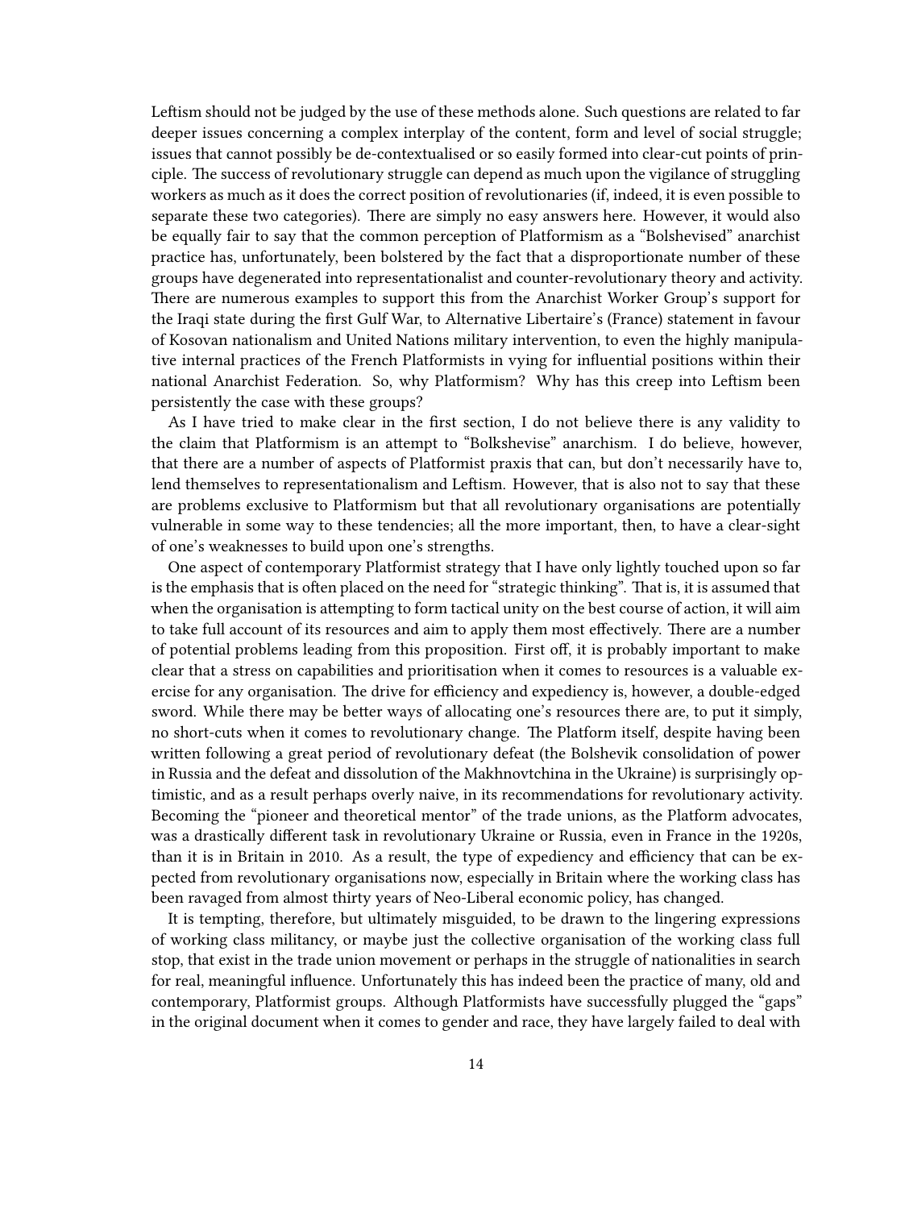Leftism should not be judged by the use of these methods alone. Such questions are related to far deeper issues concerning a complex interplay of the content, form and level of social struggle; issues that cannot possibly be de-contextualised or so easily formed into clear-cut points of principle. The success of revolutionary struggle can depend as much upon the vigilance of struggling workers as much as it does the correct position of revolutionaries (if, indeed, it is even possible to separate these two categories). There are simply no easy answers here. However, it would also be equally fair to say that the common perception of Platformism as a "Bolshevised" anarchist practice has, unfortunately, been bolstered by the fact that a disproportionate number of these groups have degenerated into representationalist and counter-revolutionary theory and activity. There are numerous examples to support this from the Anarchist Worker Group's support for the Iraqi state during the first Gulf War, to Alternative Libertaire's (France) statement in favour of Kosovan nationalism and United Nations military intervention, to even the highly manipulative internal practices of the French Platformists in vying for influential positions within their national Anarchist Federation. So, why Platformism? Why has this creep into Leftism been persistently the case with these groups?

As I have tried to make clear in the first section, I do not believe there is any validity to the claim that Platformism is an attempt to "Bolkshevise" anarchism. I do believe, however, that there are a number of aspects of Platformist praxis that can, but don't necessarily have to, lend themselves to representationalism and Leftism. However, that is also not to say that these are problems exclusive to Platformism but that all revolutionary organisations are potentially vulnerable in some way to these tendencies; all the more important, then, to have a clear-sight of one's weaknesses to build upon one's strengths.

One aspect of contemporary Platformist strategy that I have only lightly touched upon so far is the emphasis that is often placed on the need for "strategic thinking". That is, it is assumed that when the organisation is attempting to form tactical unity on the best course of action, it will aim to take full account of its resources and aim to apply them most effectively. There are a number of potential problems leading from this proposition. First off, it is probably important to make clear that a stress on capabilities and prioritisation when it comes to resources is a valuable exercise for any organisation. The drive for efficiency and expediency is, however, a double-edged sword. While there may be better ways of allocating one's resources there are, to put it simply, no short-cuts when it comes to revolutionary change. The Platform itself, despite having been written following a great period of revolutionary defeat (the Bolshevik consolidation of power in Russia and the defeat and dissolution of the Makhnovtchina in the Ukraine) is surprisingly optimistic, and as a result perhaps overly naive, in its recommendations for revolutionary activity. Becoming the "pioneer and theoretical mentor" of the trade unions, as the Platform advocates, was a drastically different task in revolutionary Ukraine or Russia, even in France in the 1920s, than it is in Britain in 2010. As a result, the type of expediency and efficiency that can be expected from revolutionary organisations now, especially in Britain where the working class has been ravaged from almost thirty years of Neo-Liberal economic policy, has changed.

It is tempting, therefore, but ultimately misguided, to be drawn to the lingering expressions of working class militancy, or maybe just the collective organisation of the working class full stop, that exist in the trade union movement or perhaps in the struggle of nationalities in search for real, meaningful influence. Unfortunately this has indeed been the practice of many, old and contemporary, Platformist groups. Although Platformists have successfully plugged the "gaps" in the original document when it comes to gender and race, they have largely failed to deal with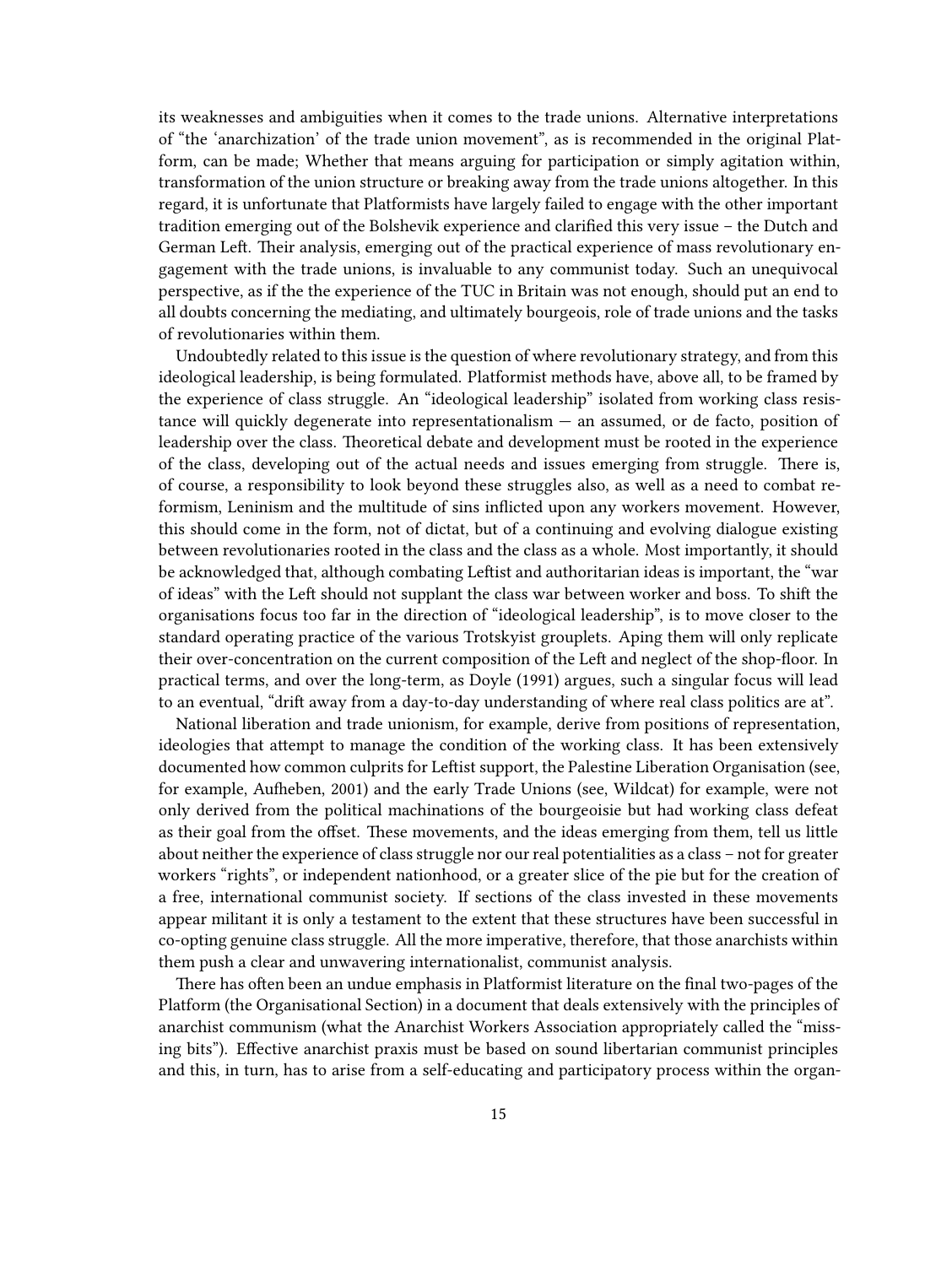its weaknesses and ambiguities when it comes to the trade unions. Alternative interpretations of "the 'anarchization' of the trade union movement", as is recommended in the original Platform, can be made; Whether that means arguing for participation or simply agitation within, transformation of the union structure or breaking away from the trade unions altogether. In this regard, it is unfortunate that Platformists have largely failed to engage with the other important tradition emerging out of the Bolshevik experience and clarified this very issue – the Dutch and German Left. Their analysis, emerging out of the practical experience of mass revolutionary engagement with the trade unions, is invaluable to any communist today. Such an unequivocal perspective, as if the the experience of the TUC in Britain was not enough, should put an end to all doubts concerning the mediating, and ultimately bourgeois, role of trade unions and the tasks of revolutionaries within them.

Undoubtedly related to this issue is the question of where revolutionary strategy, and from this ideological leadership, is being formulated. Platformist methods have, above all, to be framed by the experience of class struggle. An "ideological leadership" isolated from working class resistance will quickly degenerate into representationalism — an assumed, or de facto, position of leadership over the class. Theoretical debate and development must be rooted in the experience of the class, developing out of the actual needs and issues emerging from struggle. There is, of course, a responsibility to look beyond these struggles also, as well as a need to combat reformism, Leninism and the multitude of sins inflicted upon any workers movement. However, this should come in the form, not of dictat, but of a continuing and evolving dialogue existing between revolutionaries rooted in the class and the class as a whole. Most importantly, it should be acknowledged that, although combating Leftist and authoritarian ideas is important, the "war of ideas" with the Left should not supplant the class war between worker and boss. To shift the organisations focus too far in the direction of "ideological leadership", is to move closer to the standard operating practice of the various Trotskyist grouplets. Aping them will only replicate their over-concentration on the current composition of the Left and neglect of the shop-floor. In practical terms, and over the long-term, as Doyle (1991) argues, such a singular focus will lead to an eventual, "drift away from a day-to-day understanding of where real class politics are at".

National liberation and trade unionism, for example, derive from positions of representation, ideologies that attempt to manage the condition of the working class. It has been extensively documented how common culprits for Leftist support, the Palestine Liberation Organisation (see, for example, Aufheben, 2001) and the early Trade Unions (see, Wildcat) for example, were not only derived from the political machinations of the bourgeoisie but had working class defeat as their goal from the offset. These movements, and the ideas emerging from them, tell us little about neither the experience of class struggle nor our real potentialities as a class – not for greater workers "rights", or independent nationhood, or a greater slice of the pie but for the creation of a free, international communist society. If sections of the class invested in these movements appear militant it is only a testament to the extent that these structures have been successful in co-opting genuine class struggle. All the more imperative, therefore, that those anarchists within them push a clear and unwavering internationalist, communist analysis.

There has often been an undue emphasis in Platformist literature on the final two-pages of the Platform (the Organisational Section) in a document that deals extensively with the principles of anarchist communism (what the Anarchist Workers Association appropriately called the "missing bits"). Effective anarchist praxis must be based on sound libertarian communist principles and this, in turn, has to arise from a self-educating and participatory process within the organ-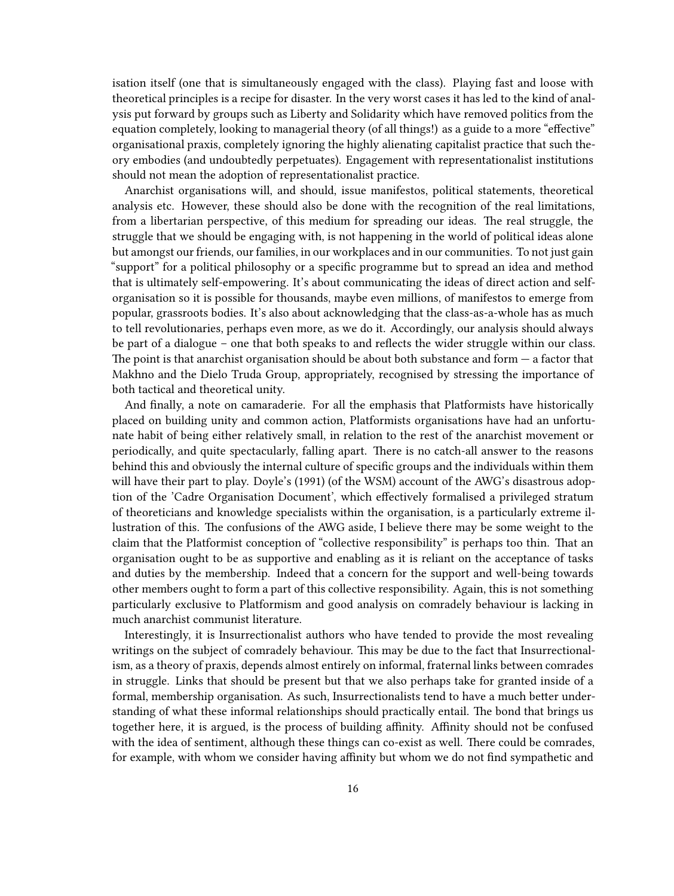isation itself (one that is simultaneously engaged with the class). Playing fast and loose with theoretical principles is a recipe for disaster. In the very worst cases it has led to the kind of analysis put forward by groups such as Liberty and Solidarity which have removed politics from the equation completely, looking to managerial theory (of all things!) as a guide to a more "effective" organisational praxis, completely ignoring the highly alienating capitalist practice that such theory embodies (and undoubtedly perpetuates). Engagement with representationalist institutions should not mean the adoption of representationalist practice.

Anarchist organisations will, and should, issue manifestos, political statements, theoretical analysis etc. However, these should also be done with the recognition of the real limitations, from a libertarian perspective, of this medium for spreading our ideas. The real struggle, the struggle that we should be engaging with, is not happening in the world of political ideas alone but amongst our friends, our families, in our workplaces and in our communities. To not just gain "support" for a political philosophy or a specific programme but to spread an idea and method that is ultimately self-empowering. It's about communicating the ideas of direct action and self-organisation so it is possible for thousands, maybe even millions, of manifestos to emerge from popular, grassroots bodies. It's also about acknowledging that the class-as-a-whole has as much to tell revolutionaries, perhaps even more, as we do it. Accordingly, our analysis should always be part of a dialogue – one that both speaks to and reflects the wider struggle within our class. The point is that anarchist organisation should be about both substance and form — a factor that Makhno and the Dielo Truda Group, appropriately, recognised by stressing the importance of both tactical and theoretical unity.

And finally, a note on camaraderie. For all the emphasis that Platformists have historically placed on building unity and common action, Platformists organisations have had an unfortunate habit of being either relatively small, in relation to the rest of the anarchist movement or periodically, and quite spectacularly, falling apart. There is no catch-all answer to the reasons behind this and obviously the internal culture of specific groups and the individuals within them will have their part to play. Doyle's (1991) (of the WSM) account of the AWG's disastrous adoption of the 'Cadre Organisation Document', which effectively formalised a privileged stratum of theoreticians and knowledge specialists within the organisation, is a particularly extreme illustration of this. The confusions of the AWG aside, I believe there may be some weight to the claim that the Platformist conception of "collective responsibility" is perhaps too thin. That an organisation ought to be as supportive and enabling as it is reliant on the acceptance of tasks and duties by the membership. Indeed that a concern for the support and well-being towards other members ought to form a part of this collective responsibility. Again, this is not something particularly exclusive to Platformism and good analysis on comradely behaviour is lacking in much anarchist communist literature.

Interestingly, it is Insurrectionalist authors who have tended to provide the most revealing writings on the subject of comradely behaviour. This may be due to the fact that Insurrectionalism, as a theory of praxis, depends almost entirely on informal, fraternal links between comrades in struggle. Links that should be present but that we also perhaps take for granted inside of a formal, membership organisation. As such, Insurrectionalists tend to have a much better understanding of what these informal relationships should practically entail. The bond that brings us together here, it is argued, is the process of building affinity. Affinity should not be confused with the idea of sentiment, although these things can co-exist as well. There could be comrades, for example, with whom we consider having affinity but whom we do not find sympathetic and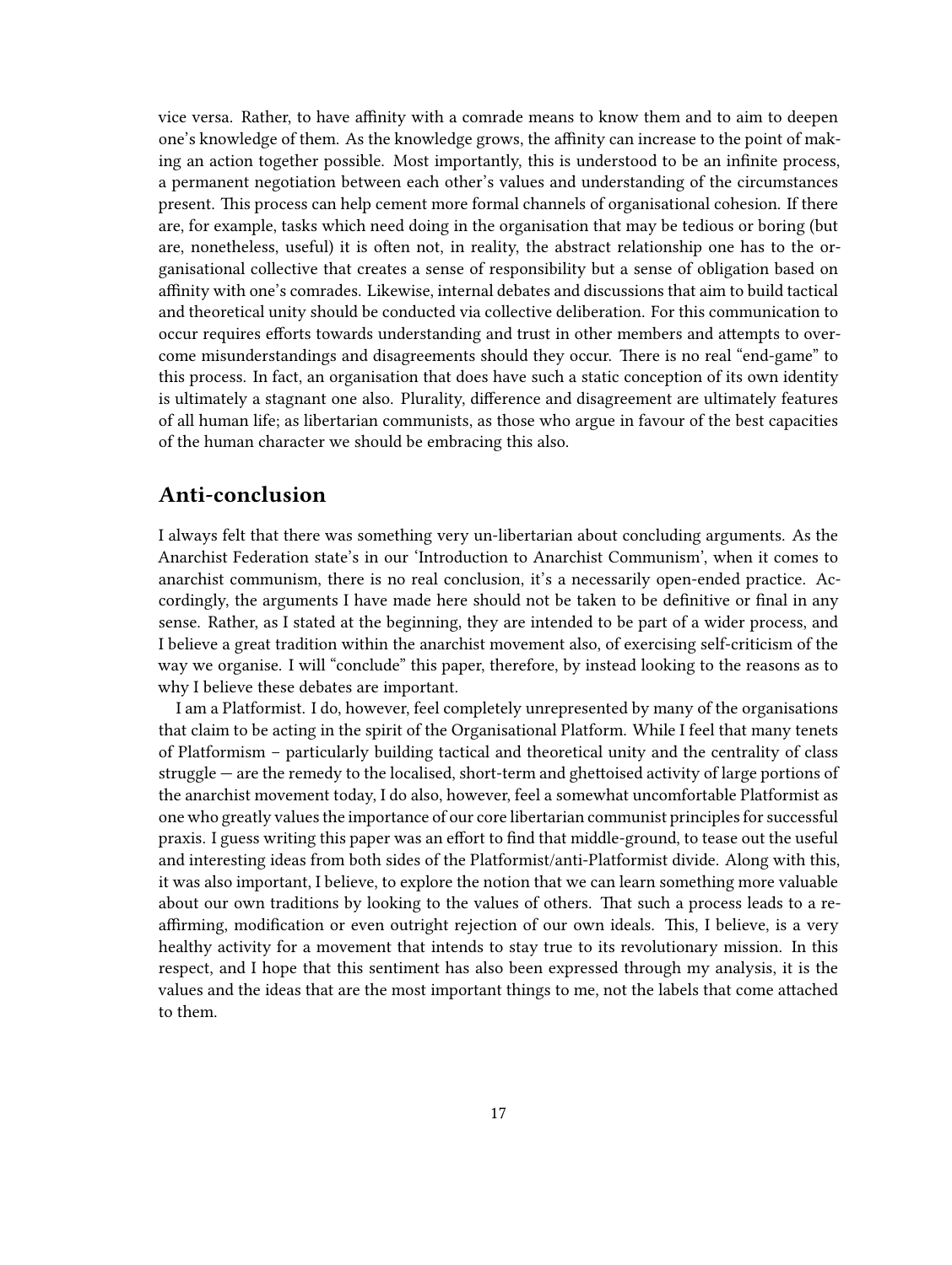vice versa. Rather, to have affinity with a comrade means to know them and to aim to deepen one's knowledge of them. As the knowledge grows, the affinity can increase to the point of making an action together possible. Most importantly, this is understood to be an infinite process, a permanent negotiation between each other's values and understanding of the circumstances present. This process can help cement more formal channels of organisational cohesion. If there are, for example, tasks which need doing in the organisation that may be tedious or boring (but are, nonetheless, useful) it is often not, in reality, the abstract relationship one has to the organisational collective that creates a sense of responsibility but a sense of obligation based on affinity with one's comrades. Likewise, internal debates and discussions that aim to build tactical and theoretical unity should be conducted via collective deliberation. For this communication to occur requires efforts towards understanding and trust in other members and attempts to overcome misunderstandings and disagreements should they occur. There is no real "end-game" to this process. In fact, an organisation that does have such a static conception of its own identity is ultimately a stagnant one also. Plurality, difference and disagreement are ultimately features of all human life; as libertarian communists, as those who argue in favour of the best capacities of the human character we should be embracing this also.

## Anti-conclusion

I always felt that there was something very un-libertarian about concluding arguments. As the Anarchist Federation state's in our 'Introduction to Anarchist Communism', when it comes to anarchist communism, there is no real conclusion, it's a necessarily open-ended practice. Accordingly, the arguments I have made here should not be taken to be definitive or final in any sense. Rather, as I stated at the beginning, they are intended to be part of a wider process, and I believe a great tradition within the anarchist movement also, of exercising self-criticism of the way we organise. I will "conclude" this paper, therefore, by instead looking to the reasons as to why I believe these debates are important.

I am a Platformist. I do, however, feel completely unrepresented by many of the organisations that claim to be acting in the spirit of the Organisational Platform. While I feel that many tenets of Platformism – particularly building tactical and theoretical unity and the centrality of class struggle — are the remedy to the localised, short-term and ghettoised activity of large portions of the anarchist movement today, I do also, however, feel a somewhat uncomfortable Platformist as one who greatly values the importance of our core libertarian communist principles for successful praxis. I guess writing this paper was an effort to find that middle-ground, to tease out the useful and interesting ideas from both sides of the Platformist/anti-Platformist divide. Along with this, it was also important, I believe, to explore the notion that we can learn something more valuable about our own traditions by looking to the values of others. That such a process leads to a re-affirming, modification or even outright rejection of our own ideals. This, I believe, is a very healthy activity for a movement that intends to stay true to its revolutionary mission. In this respect, and I hope that this sentiment has also been expressed through my analysis, it is the values and the ideas that are the most important things to me, not the labels that come attached to them.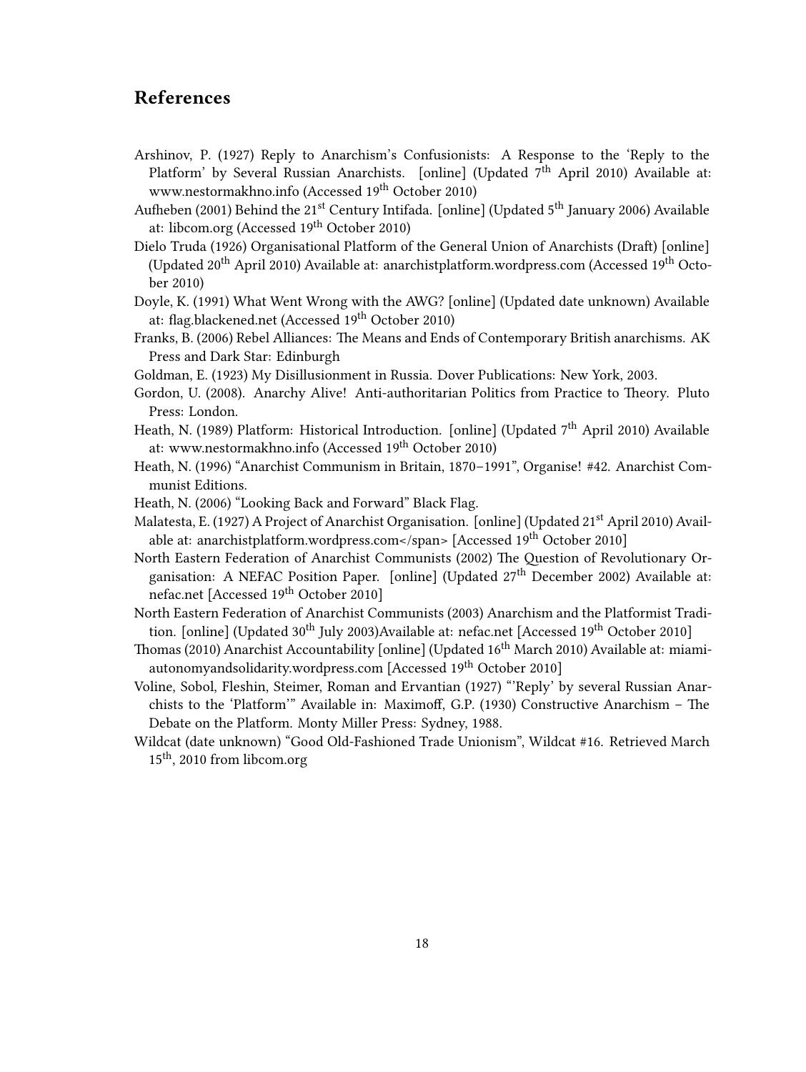## References

Arshinov, P. (1927) Reply to Anarchism's Confusionists: A Response to the 'Reply to the Platform' by Several Russian Anarchists. [online] (Updated 7th April 2010) Available at: www.nestormakhno.info (Accessed 19th October 2010)

Aufheben (2001) Behind the 21st Century Intifada. [online] (Updated 5th January 2006) Available at: libcom.org (Accessed 19th October 2010)

Dielo Truda (1926) Organisational Platform of the General Union of Anarchists (Draft) [online] (Updated 20th April 2010) Available at: anarchistplatform.wordpress.com (Accessed 19th October 2010)

Doyle, K. (1991) What Went Wrong with the AWG? [online] (Updated date unknown) Available at: flag.blackened.net (Accessed 19th October 2010)

Franks, B. (2006) Rebel Alliances: The Means and Ends of Contemporary British anarchisms. AK Press and Dark Star: Edinburgh

Goldman, E. (1923) My Disillusionment in Russia. Dover Publications: New York, 2003.

Gordon, U. (2008). Anarchy Alive! Anti-authoritarian Politics from Practice to Theory. Pluto Press: London.

Heath, N. (1989) Platform: Historical Introduction. [online] (Updated 7th April 2010) Available at: www.nestormakhno.info (Accessed 19th October 2010)

Heath, N. (1996) "Anarchist Communism in Britain, 1870–1991", Organise! #42. Anarchist Communist Editions.

Heath, N. (2006) "Looking Back and Forward" Black Flag.

Malatesta, E. (1927) A Project of Anarchist Organisation. [online] (Updated 21st April 2010) Available at: anarchistplatform.wordpress.com</span> [Accessed 19th October 2010]

North Eastern Federation of Anarchist Communists (2002) The Question of Revolutionary Organisation: A NEFAC Position Paper. [online] (Updated 27th December 2002) Available at: nefac.net [Accessed 19th October 2010]

North Eastern Federation of Anarchist Communists (2003) Anarchism and the Platformist Tradition. [online] (Updated 30th July 2003)Available at: nefac.net [Accessed 19th October 2010]

Thomas (2010) Anarchist Accountability [online] (Updated 16th March 2010) Available at: miamiautonomyandsolidarity.wordpress.com [Accessed 19th October 2010]

Voline, Sobol, Fleshin, Steimer, Roman and Ervantian (1927) "'Reply' by several Russian Anarchists to the 'Platform'" Available in: Maximoff, G.P. (1930) Constructive Anarchism – The Debate on the Platform. Monty Miller Press: Sydney, 1988.

Wildcat (date unknown) "Good Old-Fashioned Trade Unionism", Wildcat #16. Retrieved March 15th, 2010 from libcom.org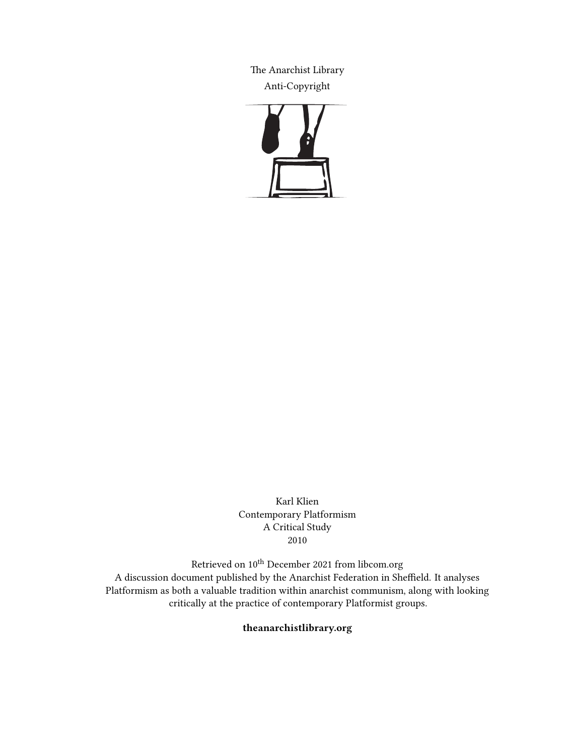The Anarchist Library
Anti-Copyright

Karl Klien
Contemporary Platformism
A Critical Study
2010

Retrieved on 10th December 2021 from libcom.org
A discussion document published by the Anarchist Federation in Sheffield. It analyses Platformism as both a valuable tradition within anarchist communism, along with looking critically at the practice of contemporary Platformist groups.

**theanarchistlibrary.org**